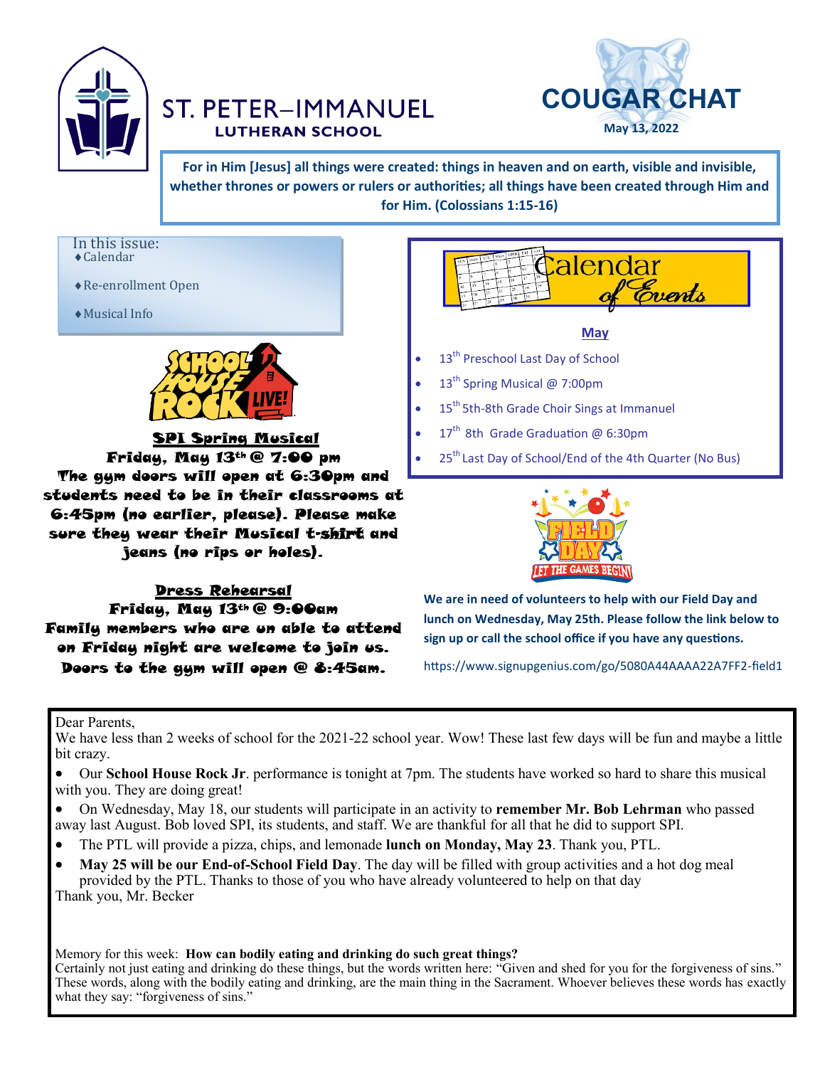# ST. PETER–IMMANUEL LUTHERAN SCHOOL

## COUGAR CHAT

May 13, 2022

**For in Him [Jesus] all things were created: things in heaven and on earth, visible and invisible, whether thrones or powers or rulers or authorities; all things have been created through Him and for Him. (Colossians 1:15-16)**

In this issue:

- Calendar
- Re-enrollment Open
- Musical Info

SCHOOL HOUSE ROCK LIVE!

**SPI Spring Musical**

**Friday, May 13th @ 7:00 pm**

**The gym doors will open at 6:30pm and students need to be in their classrooms at 6:45pm (no earlier, please). Please make sure they wear their Musical t-shirt and jeans (no rips or holes).**

**Dress Rehearsal**

**Friday, May 13th @ 9:00am**

**Family members who are un able to attend on Friday night are welcome to join us. Doors to the gym will open @ 8:45am.**

## Calendar of Events

**May**

- 13th Preschool Last Day of School
- 13th Spring Musical @ 7:00pm
- 15th 5th-8th Grade Choir Sings at Immanuel
- 17th 8th Grade Graduation @ 6:30pm
- 25th Last Day of School/End of the 4th Quarter (No Bus)

FIELD DAY — LET THE GAMES BEGIN!

**We are in need of volunteers to help with our Field Day and lunch on Wednesday, May 25th. Please follow the link below to sign up or call the school office if you have any questions.**

https://www.signupgenius.com/go/5080A44AAAA22A7FF2-field1

Dear Parents,

We have less than 2 weeks of school for the 2021-22 school year. Wow! These last few days will be fun and maybe a little bit crazy.

- Our **School House Rock Jr**. performance is tonight at 7pm. The students have worked so hard to share this musical with you. They are doing great!
- On Wednesday, May 18, our students will participate in an activity to **remember Mr. Bob Lehrman** who passed away last August. Bob loved SPI, its students, and staff. We are thankful for all that he did to support SPI.
- The PTL will provide a pizza, chips, and lemonade **lunch on Monday, May 23**. Thank you, PTL.
- **May 25 will be our End-of-School Field Day**. The day will be filled with group activities and a hot dog meal provided by the PTL. Thanks to those of you who have already volunteered to help on that day

Thank you, Mr. Becker

Memory for this week: **How can bodily eating and drinking do such great things?**

Certainly not just eating and drinking do these things, but the words written here: "Given and shed for you for the forgiveness of sins." These words, along with the bodily eating and drinking, are the main thing in the Sacrament. Whoever believes these words has exactly what they say: "forgiveness of sins."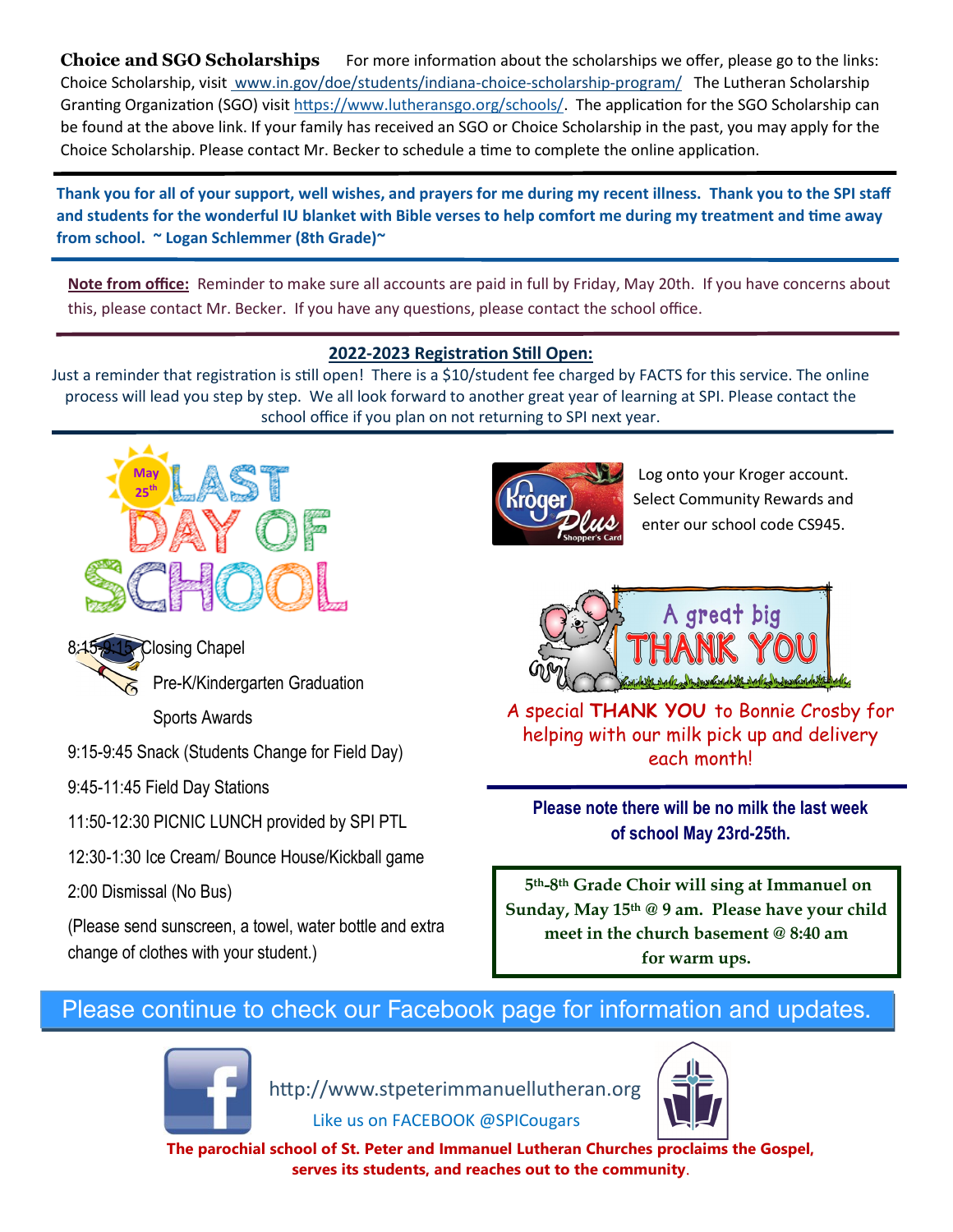**Choice and SGO Scholarships** For more information about the scholarships we offer, please go to the links: Choice Scholarship, visit www.in.gov/doe/students/indiana-choice-scholarship-program/ The Lutheran Scholarship Granting Organization (SGO) visit https://www.lutheransgo.org/schools/. The application for the SGO Scholarship can be found at the above link. If your family has received an SGO or Choice Scholarship in the past, you may apply for the Choice Scholarship. Please contact Mr. Becker to schedule a time to complete the online application.

---

**Thank you for all of your support, well wishes, and prayers for me during my recent illness. Thank you to the SPI staff and students for the wonderful IU blanket with Bible verses to help comfort me during my treatment and time away from school. ~ Logan Schlemmer (8th Grade)~**

---

**Note from office:** Reminder to make sure all accounts are paid in full by Friday, May 20th. If you have concerns about this, please contact Mr. Becker. If you have any questions, please contact the school office.

---

## 2022-2023 Registration Still Open:

Just a reminder that registration is still open! There is a $10/student fee charged by FACTS for this service. The online process will lead you step by step. We all look forward to another great year of learning at SPI. Please contact the school office if you plan on not returning to SPI next year.

---

## LAST DAY OF SCHOOL — May 25th

8:15-9:15 Closing Chapel

Pre-K/Kindergarten Graduation

Sports Awards

9:15-9:45 Snack (Students Change for Field Day)

9:45-11:45 Field Day Stations

11:50-12:30 PICNIC LUNCH provided by SPI PTL

12:30-1:30 Ice Cream/ Bounce House/Kickball game

2:00 Dismissal (No Bus)

(Please send sunscreen, a towel, water bottle and extra change of clothes with your student.)

Log onto your Kroger account. Select Community Rewards and enter our school code CS945.

A great big THANK YOU

A special **THANK YOU** to Bonnie Crosby for helping with our milk pick up and delivery each month!

**Please note there will be no milk the last week of school May 23rd-25th.**

**5th-8th Grade Choir will sing at Immanuel on Sunday, May 15th @ 9 am. Please have your child meet in the church basement @ 8:40 am for warm ups.**

Please continue to check our Facebook page for information and updates.

http://www.stpeterimmanuellutheran.org

Like us on FACEBOOK @SPICougars

**The parochial school of St. Peter and Immanuel Lutheran Churches proclaims the Gospel, serves its students, and reaches out to the community.**